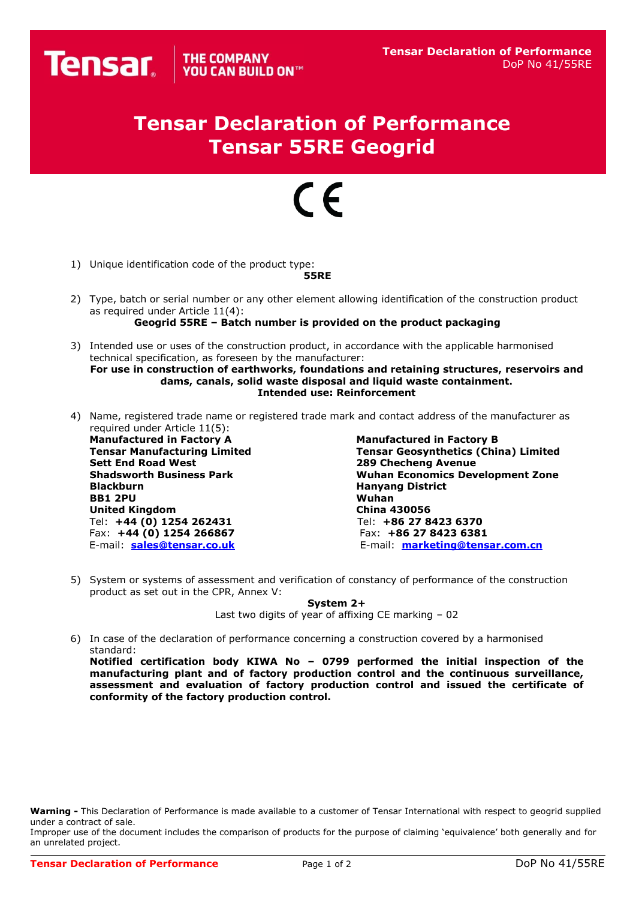# Tensar Declaration of Performance
# Tensar 55RE Geogrid

1) Unique identification code of the product type:
   **55RE**

2) Type, batch or serial number or any other element allowing identification of the construction product as required under Article 11(4):
   **Geogrid 55RE – Batch number is provided on the product packaging**

3) Intended use or uses of the construction product, in accordance with the applicable harmonised technical specification, as foreseen by the manufacturer:
   **For use in construction of earthworks, foundations and retaining structures, reservoirs and dams, canals, solid waste disposal and liquid waste containment.**
   **Intended use: Reinforcement**

4) Name, registered trade name or registered trade mark and contact address of the manufacturer as required under Article 11(5):

   **Manufactured in Factory A**
   **Tensar Manufacturing Limited**
   **Sett End Road West**
   **Shadsworth Business Park**
   **Blackburn**
   **BB1 2PU**
   **United Kingdom**
   Tel: **+44 (0) 1254 262431**
   Fax: **+44 (0) 1254 266867**
   E-mail: **sales@tensar.co.uk**

   **Manufactured in Factory B**
   **Tensar Geosynthetics (China) Limited**
   **289 Checheng Avenue**
   **Wuhan Economics Development Zone**
   **Hanyang District**
   **Wuhan**
   **China 430056**
   Tel: **+86 27 8423 6370**
   Fax: **+86 27 8423 6381**
   E-mail: **marketing@tensar.com.cn**

5) System or systems of assessment and verification of constancy of performance of the construction product as set out in the CPR, Annex V:
   **System 2+**
   Last two digits of year of affixing CE marking – 02

6) In case of the declaration of performance concerning a construction covered by a harmonised standard:
   **Notified certification body KIWA No – 0799 performed the initial inspection of the manufacturing plant and of factory production control and the continuous surveillance, assessment and evaluation of factory production control and issued the certificate of conformity of the factory production control.**

**Warning -** This Declaration of Performance is made available to a customer of Tensar International with respect to geogrid supplied under a contract of sale.
Improper use of the document includes the comparison of products for the purpose of claiming 'equivalence' both generally and for an unrelated project.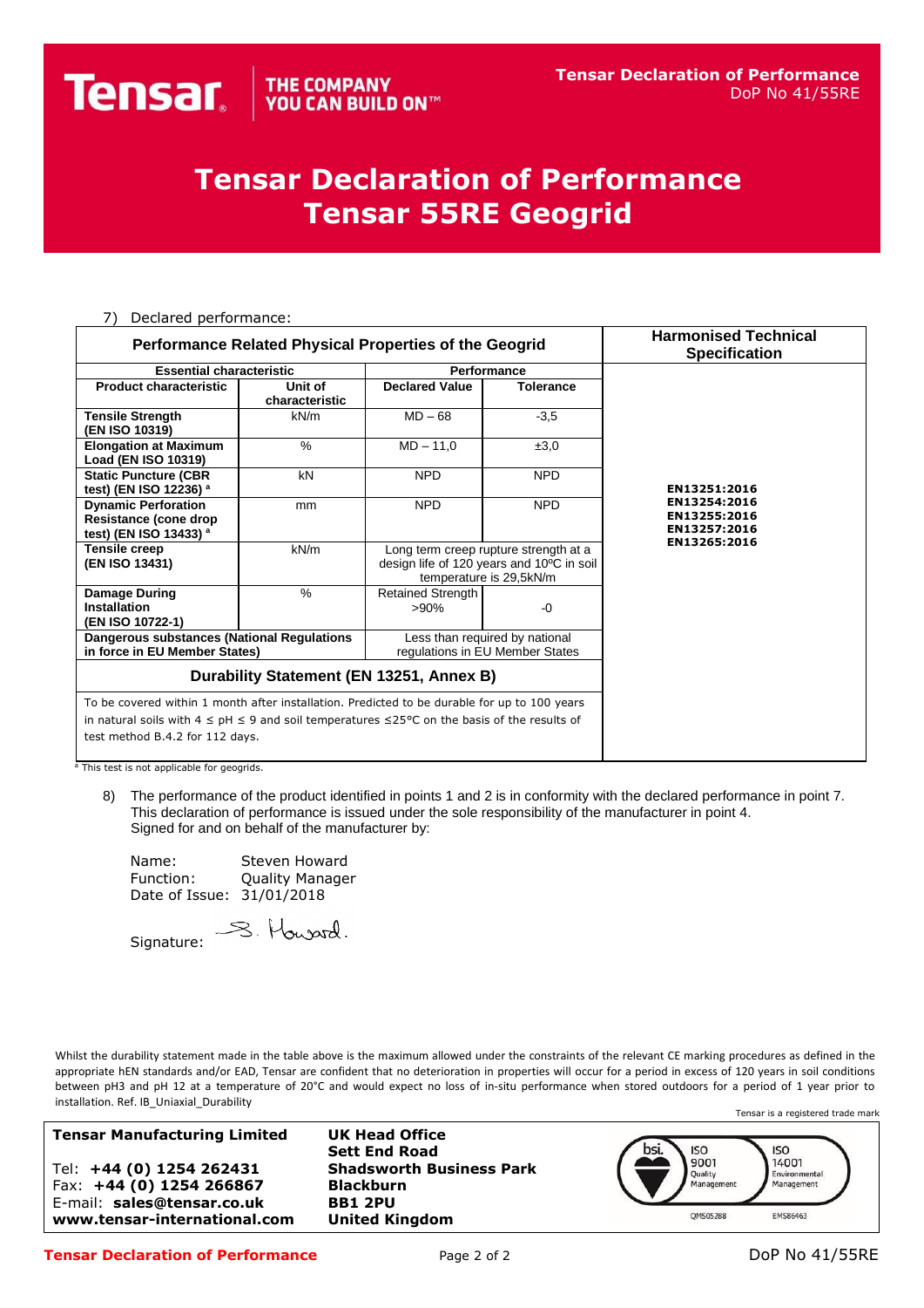# Tensar Declaration of Performance
# Tensar 55RE Geogrid

7) Declared performance:

| Performance Related Physical Properties of the Geogrid | | | | Harmonised Technical Specification |
|---|---|---|---|---|
| Essential characteristic | | Performance | | |
| Product characteristic | Unit of characteristic | Declared Value | Tolerance | |
| Tensile Strength (EN ISO 10319) | kN/m | MD – 68 | -3,5 | EN13251:2016 EN13254:2016 EN13255:2016 EN13257:2016 EN13265:2016 |
| Elongation at Maximum Load (EN ISO 10319) | % | MD – 11,0 | ±3,0 | |
| Static Puncture (CBR test) (EN ISO 12236) [a] | kN | NPD | NPD | |
| Dynamic Perforation Resistance (cone drop test) (EN ISO 13433) [a] | mm | NPD | NPD | |
| Tensile creep (EN ISO 13431) | kN/m | Long term creep rupture strength at a design life of 120 years and 10ºC in soil temperature is 29,5kN/m | | |
| Damage During Installation (EN ISO 10722-1) | % | Retained Strength >90% | -0 | |
| Dangerous substances (National Regulations in force in EU Member States) | | Less than required by national regulations in EU Member States | | |
| Durability Statement (EN 13251, Annex B) | | | | |
| To be covered within 1 month after installation. Predicted to be durable for up to 100 years in natural soils with 4 ≤ pH ≤ 9 and soil temperatures ≤25°C on the basis of the results of test method B.4.2 for 112 days. | | | | |

[a] This test is not applicable for geogrids.

8) The performance of the product identified in points 1 and 2 is in conformity with the declared performance in point 7. This declaration of performance is issued under the sole responsibility of the manufacturer in point 4.
Signed for and on behalf of the manufacturer by:

Name: Steven Howard
Function: Quality Manager
Date of Issue: 31/01/2018

Signature: S. Howard.

Whilst the durability statement made in the table above is the maximum allowed under the constraints of the relevant CE marking procedures as defined in the appropriate hEN standards and/or EAD, Tensar are confident that no deterioration in properties will occur for a period in excess of 120 years in soil conditions between pH3 and pH 12 at a temperature of 20°C and would expect no loss of in-situ performance when stored outdoors for a period of 1 year prior to installation. Ref. IB_Uniaxial_Durability

Tensar is a registered trade mark

**Tensar Manufacturing Limited**

Tel: **+44 (0) 1254 262431**
Fax: **+44 (0) 1254 266867**
E-mail: **sales@tensar.co.uk**
**www.tensar-international.com**

**UK Head Office**
**Sett End Road**
**Shadsworth Business Park**
**Blackburn**
**BB1 2PU**
**United Kingdom**

bsi. ISO 9001 Quality Management QMS05288 — ISO 14001 Environmental Management EMS86463